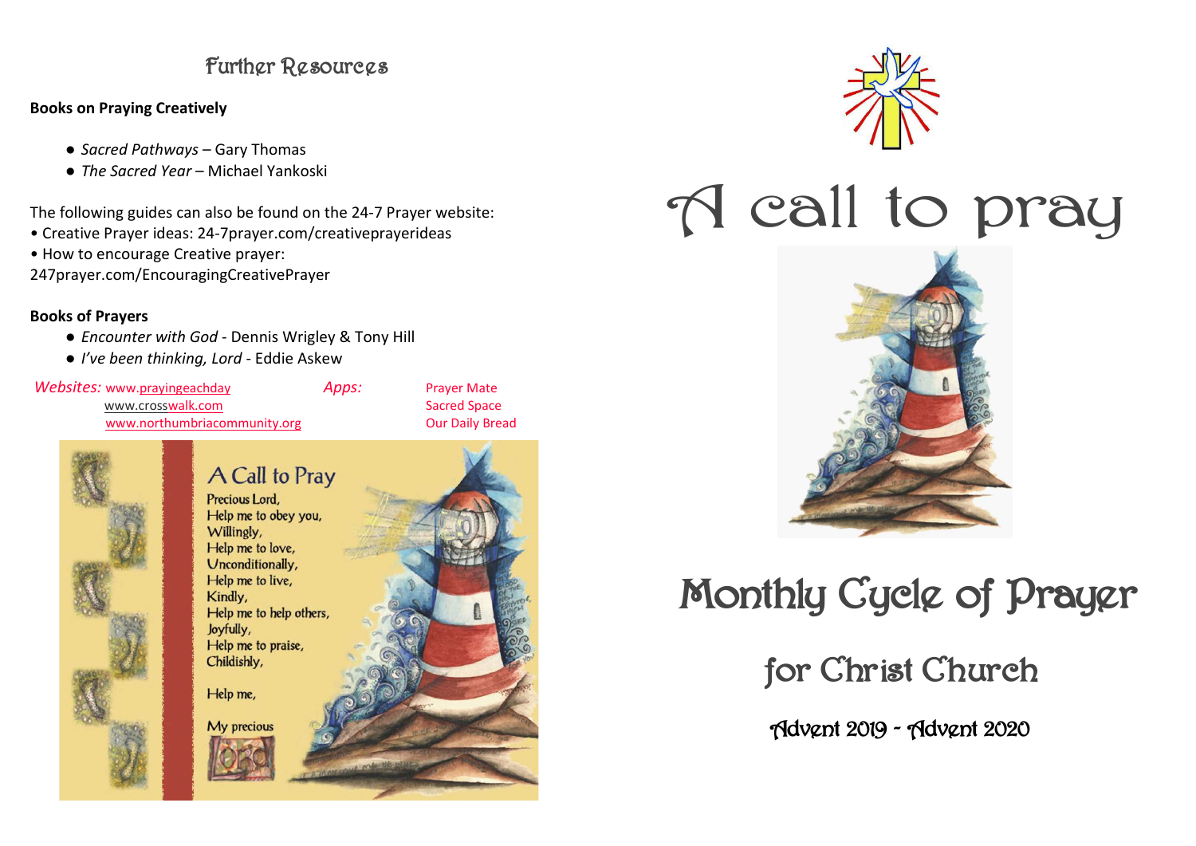## Further Resources

**Books on Praying Creatively**

- *Sacred Pathways* – Gary Thomas
- *The Sacred Year* – Michael Yankoski

The following guides can also be found on the 24-7 Prayer website:

- Creative Prayer ideas: 24-7prayer.com/creativeprayerideas
- How to encourage Creative prayer: 247prayer.com/EncouragingCreativePrayer

**Books of Prayers**

- *Encounter with God* - Dennis Wrigley & Tony Hill
- *I've been thinking, Lord* - Eddie Askew

*Websites:* www.prayingeachday
www.crosswalk.com
www.northumbriacommunity.org

*Apps:* Prayer Mate
Sacred Space
Our Daily Bread

### A Call to Pray

Precious Lord,
Help me to obey you,
Willingly,
Help me to love,
Unconditionally,
Help me to live,
Kindly,
Help me to help others,
Joyfully,
Help me to praise,
Childishly,

Help me,

My precious Lord

# A call to pray

# Monthly Cycle of Prayer

## for Christ Church

### Advent 2019 - Advent 2020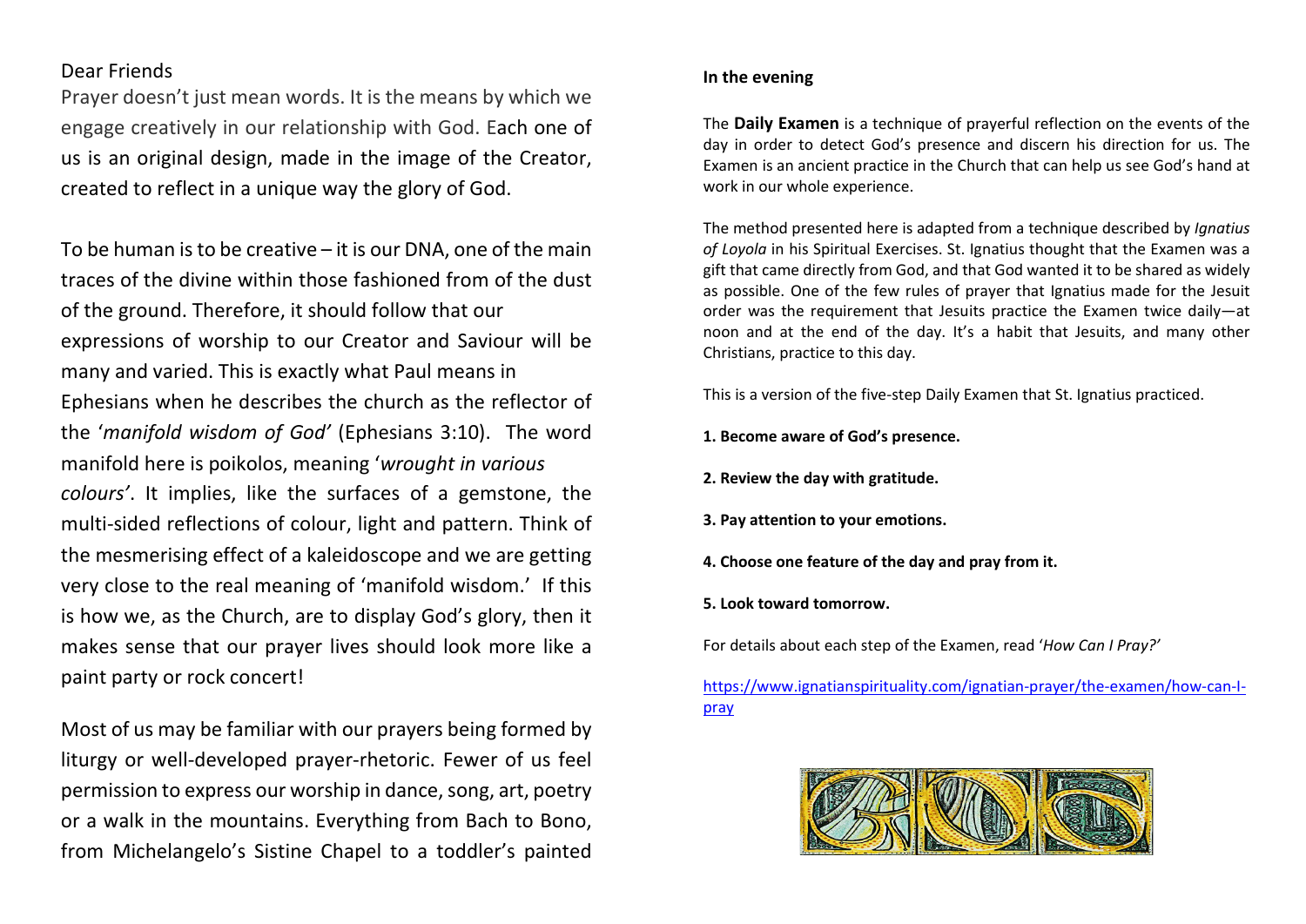Dear Friends

Prayer doesn't just mean words. It is the means by which we engage creatively in our relationship with God. Each one of us is an original design, made in the image of the Creator, created to reflect in a unique way the glory of God.

To be human is to be creative – it is our DNA, one of the main traces of the divine within those fashioned from of the dust of the ground. Therefore, it should follow that our expressions of worship to our Creator and Saviour will be many and varied. This is exactly what Paul means in Ephesians when he describes the church as the reflector of the '*manifold wisdom of God'* (Ephesians 3:10). The word manifold here is poikolos, meaning '*wrought in various colours'*. It implies, like the surfaces of a gemstone, the multi-sided reflections of colour, light and pattern. Think of the mesmerising effect of a kaleidoscope and we are getting very close to the real meaning of 'manifold wisdom.' If this is how we, as the Church, are to display God's glory, then it makes sense that our prayer lives should look more like a paint party or rock concert!

Most of us may be familiar with our prayers being formed by liturgy or well-developed prayer-rhetoric. Fewer of us feel permission to express our worship in dance, song, art, poetry or a walk in the mountains. Everything from Bach to Bono, from Michelangelo's Sistine Chapel to a toddler's painted

**In the evening**

The **Daily Examen** is a technique of prayerful reflection on the events of the day in order to detect God's presence and discern his direction for us. The Examen is an ancient practice in the Church that can help us see God's hand at work in our whole experience.

The method presented here is adapted from a technique described by *Ignatius of Loyola* in his Spiritual Exercises. St. Ignatius thought that the Examen was a gift that came directly from God, and that God wanted it to be shared as widely as possible. One of the few rules of prayer that Ignatius made for the Jesuit order was the requirement that Jesuits practice the Examen twice daily—at noon and at the end of the day. It's a habit that Jesuits, and many other Christians, practice to this day.

This is a version of the five-step Daily Examen that St. Ignatius practiced.

**1. Become aware of God's presence.**

**2. Review the day with gratitude.**

**3. Pay attention to your emotions.**

**4. Choose one feature of the day and pray from it.**

**5. Look toward tomorrow.**

For details about each step of the Examen, read '*How Can I Pray?'*

https://www.ignatianspirituality.com/ignatian-prayer/the-examen/how-can-I-pray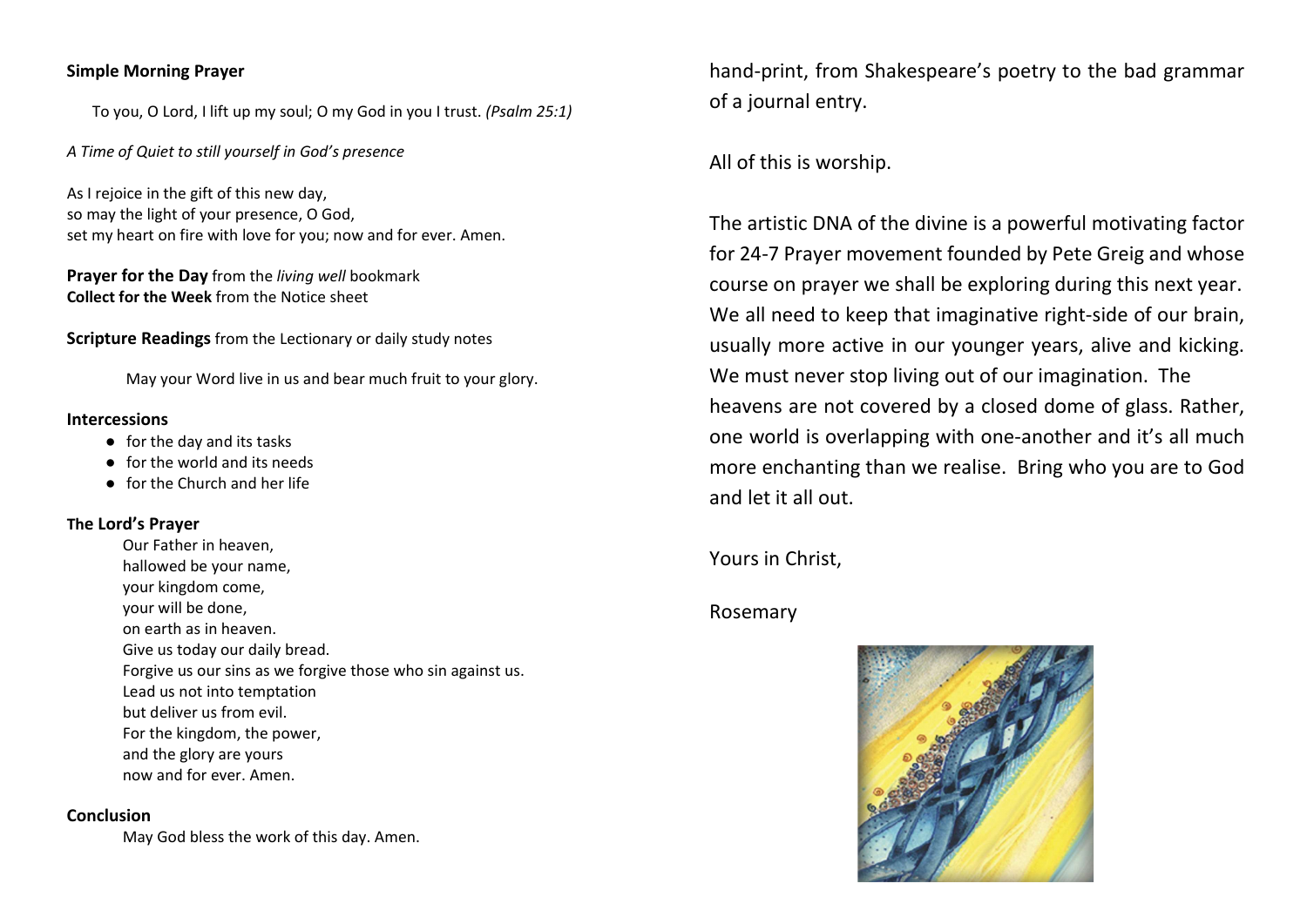**Simple Morning Prayer**

To you, O Lord, I lift up my soul; O my God in you I trust. *(Psalm 25:1)*

*A Time of Quiet to still yourself in God's presence*

As I rejoice in the gift of this new day,
so may the light of your presence, O God,
set my heart on fire with love for you; now and for ever. Amen.

**Prayer for the Day** from the *living well* bookmark
**Collect for the Week** from the Notice sheet

**Scripture Readings** from the Lectionary or daily study notes

May your Word live in us and bear much fruit to your glory.

**Intercessions**

- for the day and its tasks
- for the world and its needs
- for the Church and her life

**The Lord's Prayer**

Our Father in heaven,
hallowed be your name,
your kingdom come,
your will be done,
on earth as in heaven.
Give us today our daily bread.
Forgive us our sins as we forgive those who sin against us.
Lead us not into temptation
but deliver us from evil.
For the kingdom, the power,
and the glory are yours
now and for ever. Amen.

**Conclusion**

May God bless the work of this day. Amen.

hand-print, from Shakespeare's poetry to the bad grammar of a journal entry.

All of this is worship.

The artistic DNA of the divine is a powerful motivating factor for 24-7 Prayer movement founded by Pete Greig and whose course on prayer we shall be exploring during this next year. We all need to keep that imaginative right-side of our brain, usually more active in our younger years, alive and kicking. We must never stop living out of our imagination. The heavens are not covered by a closed dome of glass. Rather, one world is overlapping with one-another and it's all much more enchanting than we realise. Bring who you are to God and let it all out.

Yours in Christ,

Rosemary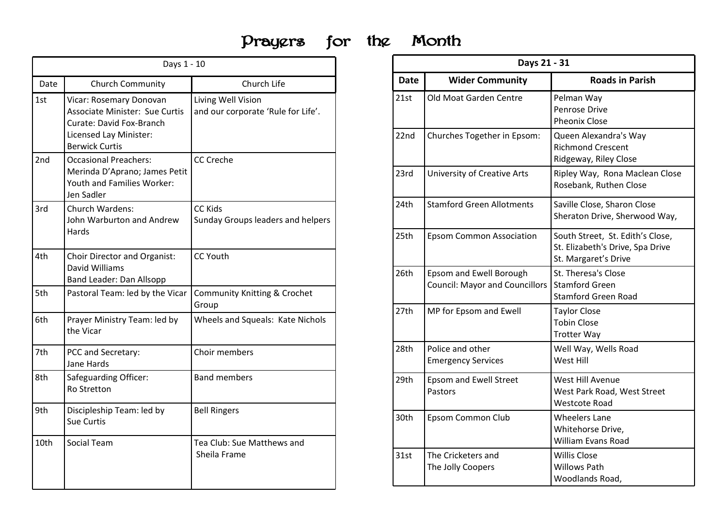# Prayers for the Month

| Days 1 - 10 | | |
|---|---|---|
| Date | Church Community | Church Life |
| 1st | Vicar: Rosemary Donovan<br>Associate Minister: Sue Curtis<br>Curate: David Fox-Branch<br>Licensed Lay Minister:<br>Berwick Curtis | Living Well Vision<br>and our corporate 'Rule for Life'. |
| 2nd | Occasional Preachers:<br>Merinda D'Aprano; James Petit<br>Youth and Families Worker:<br>Jen Sadler | CC Creche |
| 3rd | Church Wardens:<br>John Warburton and Andrew Hards | CC Kids<br>Sunday Groups leaders and helpers |
| 4th | Choir Director and Organist:<br>David Williams<br>Band Leader: Dan Allsopp | CC Youth |
| 5th | Pastoral Team: led by the Vicar | Community Knitting & Crochet Group |
| 6th | Prayer Ministry Team: led by the Vicar | Wheels and Squeals: Kate Nichols |
| 7th | PCC and Secretary:<br>Jane Hards | Choir members |
| 8th | Safeguarding Officer:<br>Ro Stretton | Band members |
| 9th | Discipleship Team: led by<br>Sue Curtis | Bell Ringers |
| 10th | Social Team | Tea Club: Sue Matthews and<br>Sheila Frame |

| **Days 21 - 31** | | |
|---|---|---|
| **Date** | **Wider Community** | **Roads in Parish** |
| 21st | Old Moat Garden Centre | Pelman Way<br>Penrose Drive<br>Pheonix Close |
| 22nd | Churches Together in Epsom: | Queen Alexandra's Way<br>Richmond Crescent<br>Ridgeway, Riley Close |
| 23rd | University of Creative Arts | Ripley Way, Rona Maclean Close<br>Rosebank, Ruthen Close |
| 24th | Stamford Green Allotments | Saville Close, Sharon Close<br>Sheraton Drive, Sherwood Way, |
| 25th | Epsom Common Association | South Street, St. Edith's Close,<br>St. Elizabeth's Drive, Spa Drive<br>St. Margaret's Drive |
| 26th | Epsom and Ewell Borough<br>Council: Mayor and Councillors | St. Theresa's Close<br>Stamford Green<br>Stamford Green Road |
| 27th | MP for Epsom and Ewell | Taylor Close<br>Tobin Close<br>Trotter Way |
| 28th | Police and other<br>Emergency Services | Well Way, Wells Road<br>West Hill |
| 29th | Epsom and Ewell Street<br>Pastors | West Hill Avenue<br>West Park Road, West Street<br>Westcote Road |
| 30th | Epsom Common Club | Wheelers Lane<br>Whitehorse Drive,<br>William Evans Road |
| 31st | The Cricketers and<br>The Jolly Coopers | Willis Close<br>Willows Path<br>Woodlands Road, |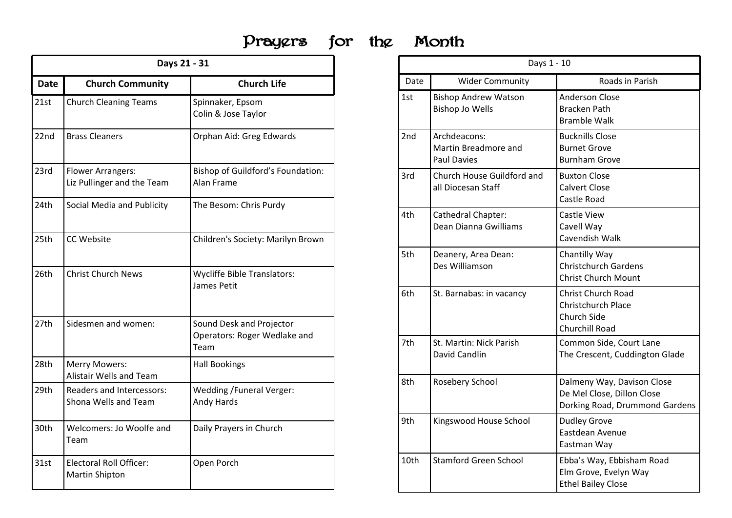# Prayers for the Month

| Days 21 - 31 | | |
|---|---|---|
| **Date** | **Church Community** | **Church Life** |
| 21st | Church Cleaning Teams | Spinnaker, Epsom<br>Colin & Jose Taylor |
| 22nd | Brass Cleaners | Orphan Aid: Greg Edwards |
| 23rd | Flower Arrangers:<br>Liz Pullinger and the Team | Bishop of Guildford's Foundation:<br>Alan Frame |
| 24th | Social Media and Publicity | The Besom: Chris Purdy |
| 25th | CC Website | Children's Society: Marilyn Brown |
| 26th | Christ Church News | Wycliffe Bible Translators:<br>James Petit |
| 27th | Sidesmen and women: | Sound Desk and Projector Operators: Roger Wedlake and Team |
| 28th | Merry Mowers:<br>Alistair Wells and Team | Hall Bookings |
| 29th | Readers and Intercessors:<br>Shona Wells and Team | Wedding /Funeral Verger:<br>Andy Hards |
| 30th | Welcomers: Jo Woolfe and Team | Daily Prayers in Church |
| 31st | Electoral Roll Officer:<br>Martin Shipton | Open Porch |

| Days 1 - 10 | | |
|---|---|---|
| Date | Wider Community | Roads in Parish |
| 1st | Bishop Andrew Watson<br>Bishop Jo Wells | Anderson Close<br>Bracken Path<br>Bramble Walk |
| 2nd | Archdeacons:<br>Martin Breadmore and<br>Paul Davies | Bucknills Close<br>Burnet Grove<br>Burnham Grove |
| 3rd | Church House Guildford and all Diocesan Staff | Buxton Close<br>Calvert Close<br>Castle Road |
| 4th | Cathedral Chapter:<br>Dean Dianna Gwilliams | Castle View<br>Cavell Way<br>Cavendish Walk |
| 5th | Deanery, Area Dean:<br>Des Williamson | Chantilly Way<br>Christchurch Gardens<br>Christ Church Mount |
| 6th | St. Barnabas: in vacancy | Christ Church Road<br>Christchurch Place<br>Church Side<br>Churchill Road |
| 7th | St. Martin: Nick Parish<br>David Candlin | Common Side, Court Lane<br>The Crescent, Cuddington Glade |
| 8th | Rosebery School | Dalmeny Way, Davison Close<br>De Mel Close, Dillon Close<br>Dorking Road, Drummond Gardens |
| 9th | Kingswood House School | Dudley Grove<br>Eastdean Avenue<br>Eastman Way |
| 10th | Stamford Green School | Ebba's Way, Ebbisham Road<br>Elm Grove, Evelyn Way<br>Ethel Bailey Close |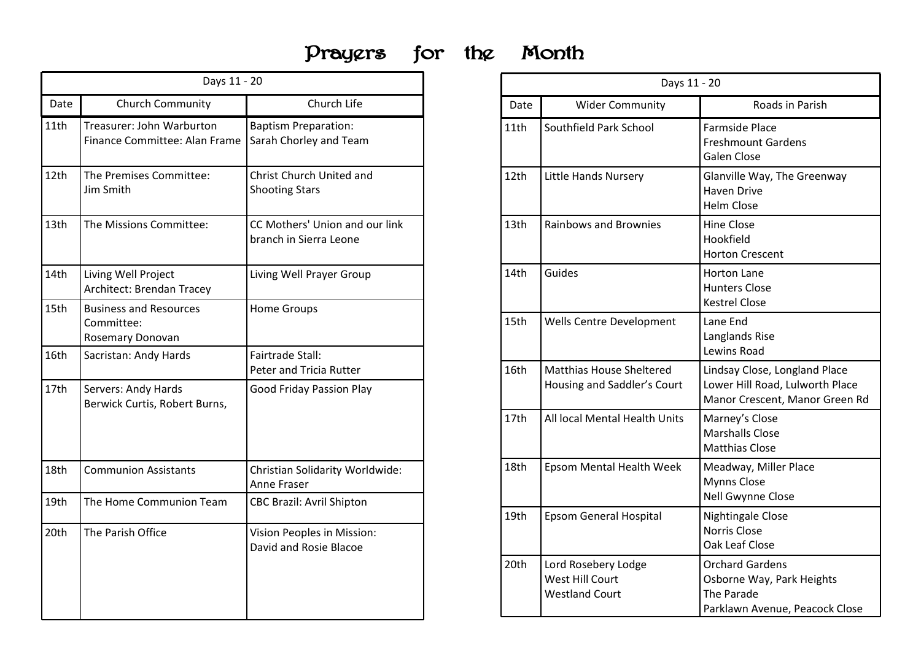# Prayers for the Month

| Days 11 - 20 | | |
|---|---|---|
| Date | Church Community | Church Life |
| 11th | Treasurer: John Warburton<br>Finance Committee: Alan Frame | Baptism Preparation:<br>Sarah Chorley and Team |
| 12th | The Premises Committee:<br>Jim Smith | Christ Church United and<br>Shooting Stars |
| 13th | The Missions Committee: | CC Mothers' Union and our link<br>branch in Sierra Leone |
| 14th | Living Well Project<br>Architect: Brendan Tracey | Living Well Prayer Group |
| 15th | Business and Resources<br>Committee:<br>Rosemary Donovan | Home Groups |
| 16th | Sacristan: Andy Hards | Fairtrade Stall:<br>Peter and Tricia Rutter |
| 17th | Servers: Andy Hards<br>Berwick Curtis, Robert Burns, | Good Friday Passion Play |
| 18th | Communion Assistants | Christian Solidarity Worldwide:<br>Anne Fraser |
| 19th | The Home Communion Team | CBC Brazil: Avril Shipton |
| 20th | The Parish Office | Vision Peoples in Mission:<br>David and Rosie Blacoe |

| Days 11 - 20 | | |
|---|---|---|
| Date | Wider Community | Roads in Parish |
| 11th | Southfield Park School | Farmside Place<br>Freshmount Gardens<br>Galen Close |
| 12th | Little Hands Nursery | Glanville Way, The Greenway<br>Haven Drive<br>Helm Close |
| 13th | Rainbows and Brownies | Hine Close<br>Hookfield<br>Horton Crescent |
| 14th | Guides | Horton Lane<br>Hunters Close<br>Kestrel Close |
| 15th | Wells Centre Development | Lane End<br>Langlands Rise<br>Lewins Road |
| 16th | Matthias House Sheltered<br>Housing and Saddler's Court | Lindsay Close, Longland Place<br>Lower Hill Road, Lulworth Place<br>Manor Crescent, Manor Green Rd |
| 17th | All local Mental Health Units | Marney's Close<br>Marshalls Close<br>Matthias Close |
| 18th | Epsom Mental Health Week | Meadway, Miller Place<br>Mynns Close<br>Nell Gwynne Close |
| 19th | Epsom General Hospital | Nightingale Close<br>Norris Close<br>Oak Leaf Close |
| 20th | Lord Rosebery Lodge<br>West Hill Court<br>Westland Court | Orchard Gardens<br>Osborne Way, Park Heights<br>The Parade<br>Parklawn Avenue, Peacock Close |